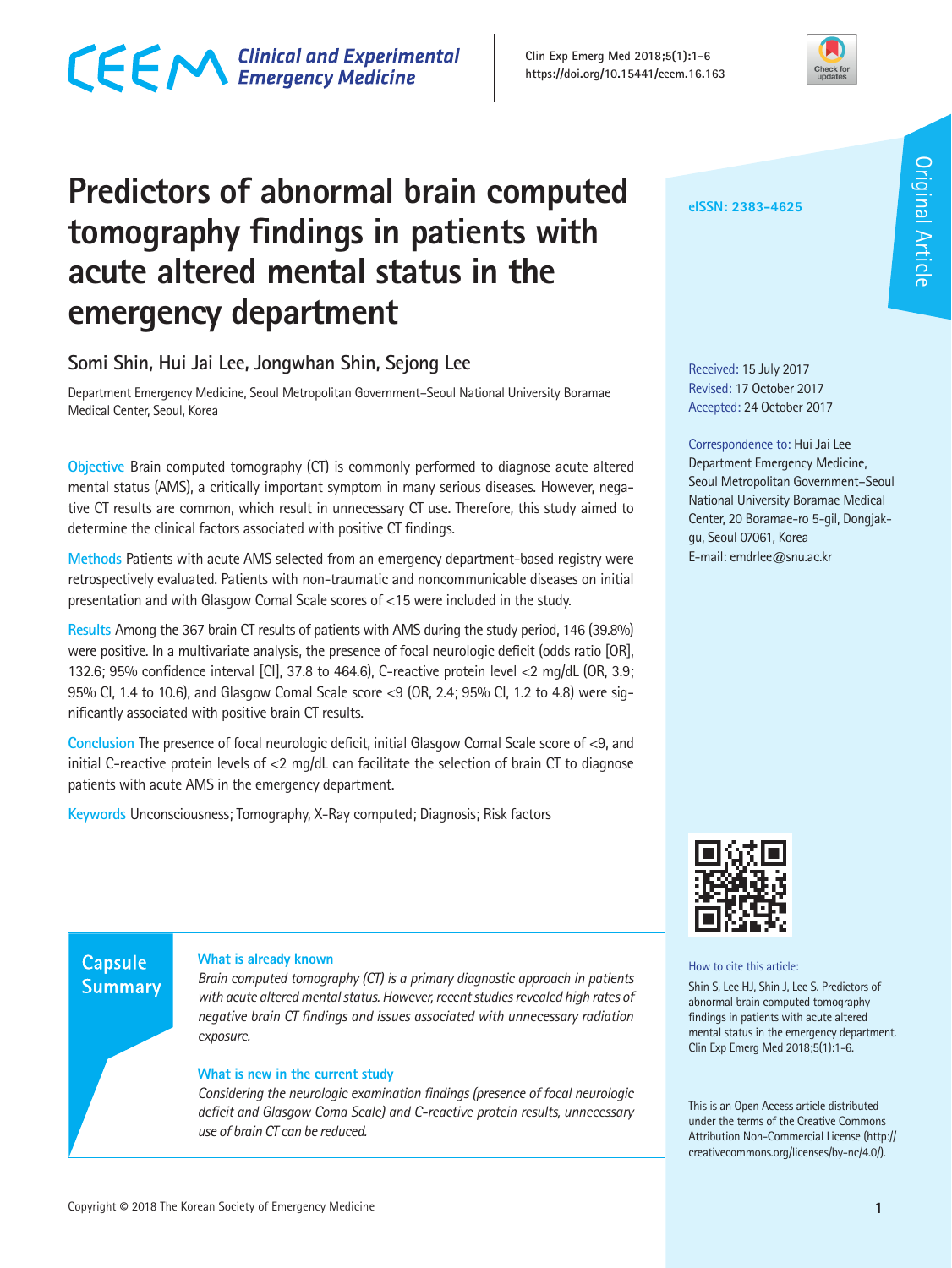Original Article

eISSN: 2383-4625

# Predictors of abnormal brain computed tomography findings in patients with acute altered mental status in the emergency department

Somi Shin, Hui Jai Lee, Jongwhan Shin, Sejong Lee

Department Emergency Medicine, Seoul Metropolitan Government–Seoul National University Boramae Medical Center, Seoul, Korea

**Objective** Brain computed tomography (CT) is commonly performed to diagnose acute altered mental status (AMS), a critically important symptom in many serious diseases. However, negative CT results are common, which result in unnecessary CT use. Therefore, this study aimed to determine the clinical factors associated with positive CT findings.

**Methods** Patients with acute AMS selected from an emergency department-based registry were retrospectively evaluated. Patients with non-traumatic and noncommunicable diseases on initial presentation and with Glasgow Comal Scale scores of <15 were included in the study.

**Results** Among the 367 brain CT results of patients with AMS during the study period, 146 (39.8%) were positive. In a multivariate analysis, the presence of focal neurologic deficit (odds ratio [OR], 132.6; 95% confidence interval [CI], 37.8 to 464.6), C-reactive protein level <2 mg/dL (OR, 3.9; 95% CI, 1.4 to 10.6), and Glasgow Comal Scale score <9 (OR, 2.4; 95% CI, 1.2 to 4.8) were significantly associated with positive brain CT results.

**Conclusion** The presence of focal neurologic deficit, initial Glasgow Comal Scale score of <9, and initial C-reactive protein levels of <2 mg/dL can facilitate the selection of brain CT to diagnose patients with acute AMS in the emergency department.

**Keywords** Unconsciousness; Tomography, X-Ray computed; Diagnosis; Risk factors

Received: 15 July 2017
Revised: 17 October 2017
Accepted: 24 October 2017

Correspondence to: Hui Jai Lee
Department Emergency Medicine, Seoul Metropolitan Government–Seoul National University Boramae Medical Center, 20 Boramae-ro 5-gil, Dongjak-gu, Seoul 07061, Korea
E-mail: emdrlee@snu.ac.kr

How to cite this article:
Shin S, Lee HJ, Shin J, Lee S. Predictors of abnormal brain computed tomography findings in patients with acute altered mental status in the emergency department. Clin Exp Emerg Med 2018;5(1):1-6.

This is an Open Access article distributed under the terms of the Creative Commons Attribution Non-Commercial License (http://creativecommons.org/licenses/by-nc/4.0/).

## Capsule Summary

**What is already known**

*Brain computed tomography (CT) is a primary diagnostic approach in patients with acute altered mental status. However, recent studies revealed high rates of negative brain CT findings and issues associated with unnecessary radiation exposure.*

**What is new in the current study**

*Considering the neurologic examination findings (presence of focal neurologic deficit and Glasgow Coma Scale) and C-reactive protein results, unnecessary use of brain CT can be reduced.*

Copyright © 2018 The Korean Society of Emergency Medicine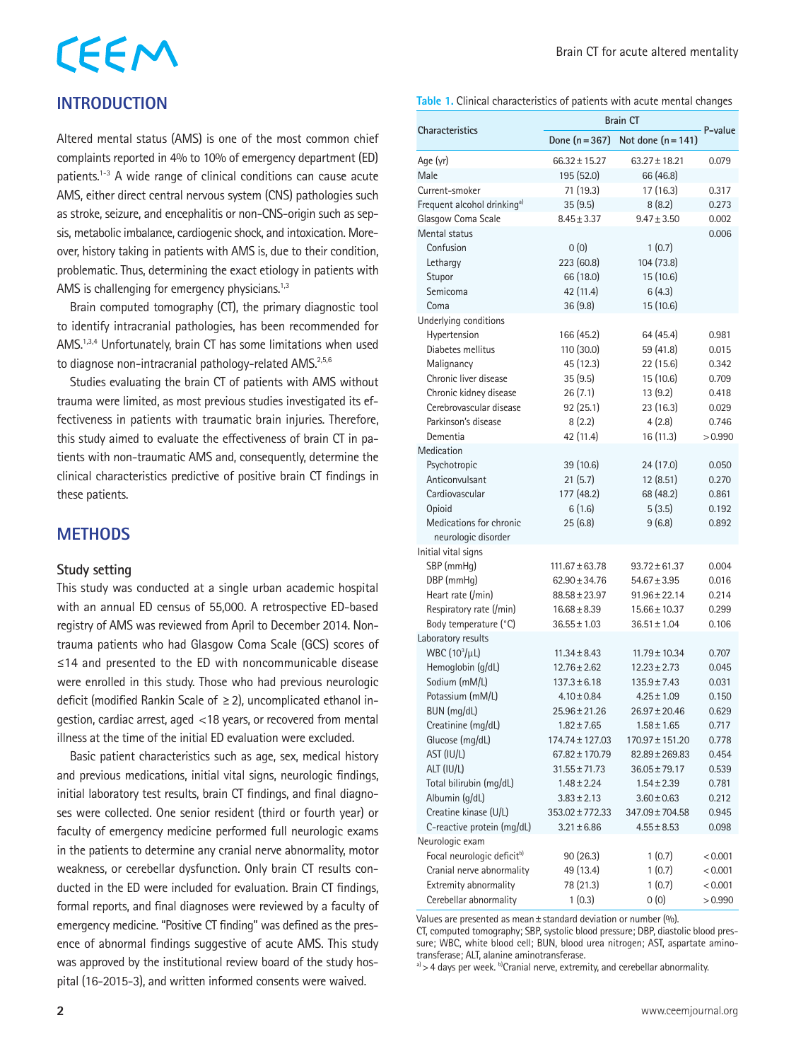## INTRODUCTION

Altered mental status (AMS) is one of the most common chief complaints reported in 4% to 10% of emergency department (ED) patients.[1-3] A wide range of clinical conditions can cause acute AMS, either direct central nervous system (CNS) pathologies such as stroke, seizure, and encephalitis or non-CNS-origin such as sepsis, metabolic imbalance, cardiogenic shock, and intoxication. Moreover, history taking in patients with AMS is, due to their condition, problematic. Thus, determining the exact etiology in patients with AMS is challenging for emergency physicians.[1,3]

Brain computed tomography (CT), the primary diagnostic tool to identify intracranial pathologies, has been recommended for AMS.[1,3,4] Unfortunately, brain CT has some limitations when used to diagnose non-intracranial pathology-related AMS.[2,5,6]

Studies evaluating the brain CT of patients with AMS without trauma were limited, as most previous studies investigated its effectiveness in patients with traumatic brain injuries. Therefore, this study aimed to evaluate the effectiveness of brain CT in patients with non-traumatic AMS and, consequently, determine the clinical characteristics predictive of positive brain CT findings in these patients.

## METHODS

### Study setting

This study was conducted at a single urban academic hospital with an annual ED census of 55,000. A retrospective ED-based registry of AMS was reviewed from April to December 2014. Non-trauma patients who had Glasgow Coma Scale (GCS) scores of ≤14 and presented to the ED with noncommunicable disease were enrolled in this study. Those who had previous neurologic deficit (modified Rankin Scale of ≥2), uncomplicated ethanol ingestion, cardiac arrest, aged <18 years, or recovered from mental illness at the time of the initial ED evaluation were excluded.

Basic patient characteristics such as age, sex, medical history and previous medications, initial vital signs, neurologic findings, initial laboratory test results, brain CT findings, and final diagnoses were collected. One senior resident (third or fourth year) or faculty of emergency medicine performed full neurologic exams in the patients to determine any cranial nerve abnormality, motor weakness, or cerebellar dysfunction. Only brain CT results conducted in the ED were included for evaluation. Brain CT findings, formal reports, and final diagnoses were reviewed by a faculty of emergency medicine. "Positive CT finding" was defined as the presence of abnormal findings suggestive of acute AMS. This study was approved by the institutional review board of the study hospital (16-2015-3), and written informed consents were waived.

**Table 1.** Clinical characteristics of patients with acute mental changes

| Characteristics | Brain CT | | P-value |
|---|---|---|---|
| | Done (n = 367) | Not done (n = 141) | |
| Age (yr) | 66.32 ± 15.27 | 63.27 ± 18.21 | 0.079 |
| Male | 195 (52.0) | 66 (46.8) | |
| Current-smoker | 71 (19.3) | 17 (16.3) | 0.317 |
| Frequent alcohol drinking[a] | 35 (9.5) | 8 (8.2) | 0.273 |
| Glasgow Coma Scale | 8.45 ± 3.37 | 9.47 ± 3.50 | 0.002 |
| Mental status | | | 0.006 |
| Confusion | 0 (0) | 1 (0.7) | |
| Lethargy | 223 (60.8) | 104 (73.8) | |
| Stupor | 66 (18.0) | 15 (10.6) | |
| Semicoma | 42 (11.4) | 6 (4.3) | |
| Coma | 36 (9.8) | 15 (10.6) | |
| Underlying conditions | | | |
| Hypertension | 166 (45.2) | 64 (45.4) | 0.981 |
| Diabetes mellitus | 110 (30.0) | 59 (41.8) | 0.015 |
| Malignancy | 45 (12.3) | 22 (15.6) | 0.342 |
| Chronic liver disease | 35 (9.5) | 15 (10.6) | 0.709 |
| Chronic kidney disease | 26 (7.1) | 13 (9.2) | 0.418 |
| Cerebrovascular disease | 92 (25.1) | 23 (16.3) | 0.029 |
| Parkinson's disease | 8 (2.2) | 4 (2.8) | 0.746 |
| Dementia | 42 (11.4) | 16 (11.3) | >0.990 |
| Medication | | | |
| Psychotropic | 39 (10.6) | 24 (17.0) | 0.050 |
| Anticonvulsant | 21 (5.7) | 12 (8.51) | 0.270 |
| Cardiovascular | 177 (48.2) | 68 (48.2) | 0.861 |
| Opioid | 6 (1.6) | 5 (3.5) | 0.192 |
| Medications for chronic neurologic disorder | 25 (6.8) | 9 (6.8) | 0.892 |
| Initial vital signs | | | |
| SBP (mmHg) | 111.67 ± 63.78 | 93.72 ± 61.37 | 0.004 |
| DBP (mmHg) | 62.90 ± 34.76 | 54.67 ± 3.95 | 0.016 |
| Heart rate (/min) | 88.58 ± 23.97 | 91.96 ± 22.14 | 0.214 |
| Respiratory rate (/min) | 16.68 ± 8.39 | 15.66 ± 10.37 | 0.299 |
| Body temperature (°C) | 36.55 ± 1.03 | 36.51 ± 1.04 | 0.106 |
| Laboratory results | | | |
| WBC ($10^3$/μL) | 11.34 ± 8.43 | 11.79 ± 10.34 | 0.707 |
| Hemoglobin (g/dL) | 12.76 ± 2.62 | 12.23 ± 2.73 | 0.045 |
| Sodium (mM/L) | 137.3 ± 6.18 | 135.9 ± 7.43 | 0.031 |
| Potassium (mM/L) | 4.10 ± 0.84 | 4.25 ± 1.09 | 0.150 |
| BUN (mg/dL) | 25.96 ± 21.26 | 26.97 ± 20.46 | 0.629 |
| Creatinine (mg/dL) | 1.82 ± 7.65 | 1.58 ± 1.65 | 0.717 |
| Glucose (mg/dL) | 174.74 ± 127.03 | 170.97 ± 151.20 | 0.778 |
| AST (IU/L) | 67.82 ± 170.79 | 82.89 ± 269.83 | 0.454 |
| ALT (IU/L) | 31.55 ± 71.73 | 36.05 ± 79.17 | 0.539 |
| Total bilirubin (mg/dL) | 1.48 ± 2.24 | 1.54 ± 2.39 | 0.781 |
| Albumin (g/dL) | 3.83 ± 2.13 | 3.60 ± 0.63 | 0.212 |
| Creatine kinase (U/L) | 353.02 ± 772.33 | 347.09 ± 704.58 | 0.945 |
| C-reactive protein (mg/dL) | 3.21 ± 6.86 | 4.55 ± 8.53 | 0.098 |
| Neurologic exam | | | |
| Focal neurologic deficit[b] | 90 (26.3) | 1 (0.7) | <0.001 |
| Cranial nerve abnormality | 49 (13.4) | 1 (0.7) | <0.001 |
| Extremity abnormality | 78 (21.3) | 1 (0.7) | <0.001 |
| Cerebellar abnormality | 1 (0.3) | 0 (0) | >0.990 |

Values are presented as mean ± standard deviation or number (%).
CT, computed tomography; SBP, systolic blood pressure; DBP, diastolic blood pressure; WBC, white blood cell; BUN, blood urea nitrogen; AST, aspartate aminotransferase; ALT, alanine aminotransferase.
[a]>4 days per week. [b]Cranial nerve, extremity, and cerebellar abnormality.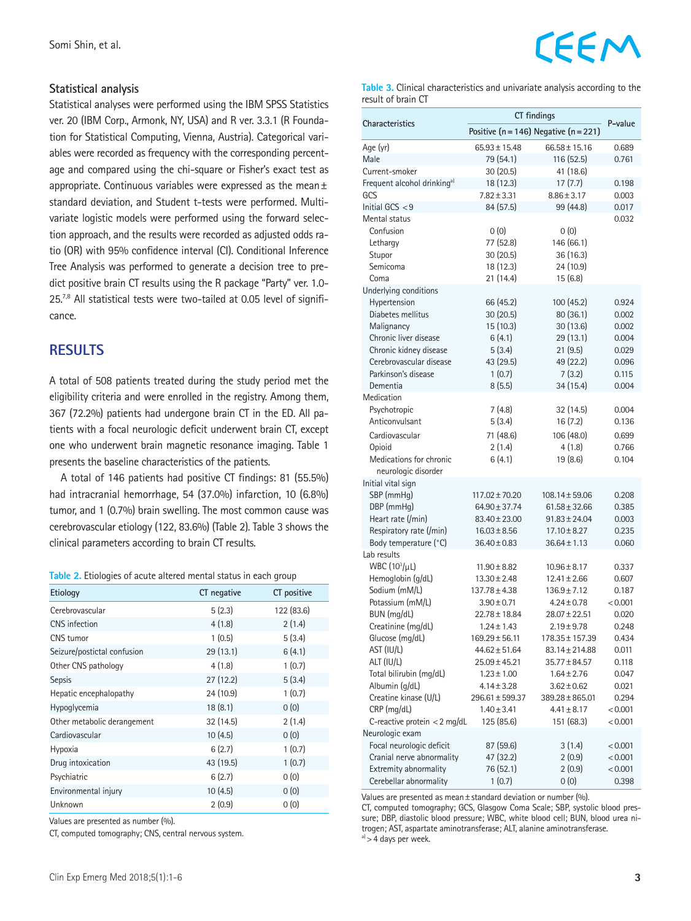### Statistical analysis

Statistical analyses were performed using the IBM SPSS Statistics ver. 20 (IBM Corp., Armonk, NY, USA) and R ver. 3.3.1 (R Foundation for Statistical Computing, Vienna, Austria). Categorical variables were recorded as frequency with the corresponding percentage and compared using the chi-square or Fisher's exact test as appropriate. Continuous variables were expressed as the mean ± standard deviation, and Student t-tests were performed. Multivariate logistic models were performed using the forward selection approach, and the results were recorded as adjusted odds ratio (OR) with 95% confidence interval (CI). Conditional Inference Tree Analysis was performed to generate a decision tree to predict positive brain CT results using the R package "Party" ver. 1.0-25.[7,8] All statistical tests were two-tailed at 0.05 level of significance.

## RESULTS

A total of 508 patients treated during the study period met the eligibility criteria and were enrolled in the registry. Among them, 367 (72.2%) patients had undergone brain CT in the ED. All patients with a focal neurologic deficit underwent brain CT, except one who underwent brain magnetic resonance imaging. Table 1 presents the baseline characteristics of the patients.

A total of 146 patients had positive CT findings: 81 (55.5%) had intracranial hemorrhage, 54 (37.0%) infarction, 10 (6.8%) tumor, and 1 (0.7%) brain swelling. The most common cause was cerebrovascular etiology (122, 83.6%) (Table 2). Table 3 shows the clinical parameters according to brain CT results.

**Table 2.** Etiologies of acute altered mental status in each group

| Etiology | CT negative | CT positive |
|---|---|---|
| Cerebrovascular | 5 (2.3) | 122 (83.6) |
| CNS infection | 4 (1.8) | 2 (1.4) |
| CNS tumor | 1 (0.5) | 5 (3.4) |
| Seizure/postictal confusion | 29 (13.1) | 6 (4.1) |
| Other CNS pathology | 4 (1.8) | 1 (0.7) |
| Sepsis | 27 (12.2) | 5 (3.4) |
| Hepatic encephalopathy | 24 (10.9) | 1 (0.7) |
| Hypoglycemia | 18 (8.1) | 0 (0) |
| Other metabolic derangement | 32 (14.5) | 2 (1.4) |
| Cardiovascular | 10 (4.5) | 0 (0) |
| Hypoxia | 6 (2.7) | 1 (0.7) |
| Drug intoxication | 43 (19.5) | 1 (0.7) |
| Psychiatric | 6 (2.7) | 0 (0) |
| Environmental injury | 10 (4.5) | 0 (0) |
| Unknown | 2 (0.9) | 0 (0) |

Values are presented as number (%).

CT, computed tomography; CNS, central nervous system.

**Table 3.** Clinical characteristics and univariate analysis according to the result of brain CT

| Characteristics | CT findings | | P-value |
|---|---|---|---|
| | Positive (n = 146) | Negative (n = 221) | |
| Age (yr) | 65.93 ± 15.48 | 66.58 ± 15.16 | 0.689 |
| Male | 79 (54.1) | 116 (52.5) | 0.761 |
| Current-smoker | 30 (20.5) | 41 (18.6) | |
| Frequent alcohol drinking[a] | 18 (12.3) | 17 (7.7) | 0.198 |
| GCS | 7.82 ± 3.31 | 8.86 ± 3.17 | 0.003 |
| Initial GCS < 9 | 84 (57.5) | 99 (44.8) | 0.017 |
| Mental status | | | 0.032 |
| Confusion | 0 (0) | 0 (0) | |
| Lethargy | 77 (52.8) | 146 (66.1) | |
| Stupor | 30 (20.5) | 36 (16.3) | |
| Semicoma | 18 (12.3) | 24 (10.9) | |
| Coma | 21 (14.4) | 15 (6.8) | |
| Underlying conditions | | | |
| Hypertension | 66 (45.2) | 100 (45.2) | 0.924 |
| Diabetes mellitus | 30 (20.5) | 80 (36.1) | 0.002 |
| Malignancy | 15 (10.3) | 30 (13.6) | 0.002 |
| Chronic liver disease | 6 (4.1) | 29 (13.1) | 0.004 |
| Chronic kidney disease | 5 (3.4) | 21 (9.5) | 0.029 |
| Cerebrovascular disease | 43 (29.5) | 49 (22.2) | 0.096 |
| Parkinson's disease | 1 (0.7) | 7 (3.2) | 0.115 |
| Dementia | 8 (5.5) | 34 (15.4) | 0.004 |
| Medication | | | |
| Psychotropic | 7 (4.8) | 32 (14.5) | 0.004 |
| Anticonvulsant | 5 (3.4) | 16 (7.2) | 0.136 |
| Cardiovascular | 71 (48.6) | 106 (48.0) | 0.699 |
| Opioid | 2 (1.4) | 4 (1.8) | 0.766 |
| Medications for chronic neurologic disorder | 6 (4.1) | 19 (8.6) | 0.104 |
| Initial vital sign | | | |
| SBP (mmHg) | 117.02 ± 70.20 | 108.14 ± 59.06 | 0.208 |
| DBP (mmHg) | 64.90 ± 37.74 | 61.58 ± 32.66 | 0.385 |
| Heart rate (/min) | 83.40 ± 23.00 | 91.83 ± 24.04 | 0.003 |
| Respiratory rate (/min) | 16.03 ± 8.56 | 17.10 ± 8.27 | 0.235 |
| Body temperature (°C) | 36.40 ± 0.83 | 36.64 ± 1.13 | 0.060 |
| Lab results | | | |
| WBC ($10^3$/μL) | 11.90 ± 8.82 | 10.96 ± 8.17 | 0.337 |
| Hemoglobin (g/dL) | 13.30 ± 2.48 | 12.41 ± 2.66 | 0.607 |
| Sodium (mM/L) | 137.78 ± 4.38 | 136.9 ± 7.12 | 0.187 |
| Potassium (mM/L) | 3.90 ± 0.71 | 4.24 ± 0.78 | < 0.001 |
| BUN (mg/dL) | 22.78 ± 18.84 | 28.07 ± 22.51 | 0.020 |
| Creatinine (mg/dL) | 1.24 ± 1.43 | 2.19 ± 9.78 | 0.248 |
| Glucose (mg/dL) | 169.29 ± 56.11 | 178.35 ± 157.39 | 0.434 |
| AST (IU/L) | 44.62 ± 51.64 | 83.14 ± 214.88 | 0.011 |
| ALT (IU/L) | 25.09 ± 45.21 | 35.77 ± 84.57 | 0.118 |
| Total bilirubin (mg/dL) | 1.23 ± 1.00 | 1.64 ± 2.76 | 0.047 |
| Albumin (g/dL) | 4.14 ± 3.28 | 3.62 ± 0.62 | 0.021 |
| Creatine kinase (U/L) | 296.61 ± 599.37 | 389.28 ± 865.01 | 0.294 |
| CRP (mg/dL) | 1.40 ± 3.41 | 4.41 ± 8.17 | < 0.001 |
| C-reactive protein < 2 mg/dL | 125 (85.6) | 151 (68.3) | < 0.001 |
| Neurologic exam | | | |
| Focal neurologic deficit | 87 (59.6) | 3 (1.4) | < 0.001 |
| Cranial nerve abnormality | 47 (32.2) | 2 (0.9) | < 0.001 |
| Extremity abnormality | 76 (52.1) | 2 (0.9) | < 0.001 |
| Cerebellar abnormality | 1 (0.7) | 0 (0) | 0.398 |

Values are presented as mean ± standard deviation or number (%).

CT, computed tomography; GCS, Glasgow Coma Scale; SBP, systolic blood pressure; DBP, diastolic blood pressure; WBC, white blood cell; BUN, blood urea nitrogen; AST, aspartate aminotransferase; ALT, alanine aminotransferase.

[a] > 4 days per week.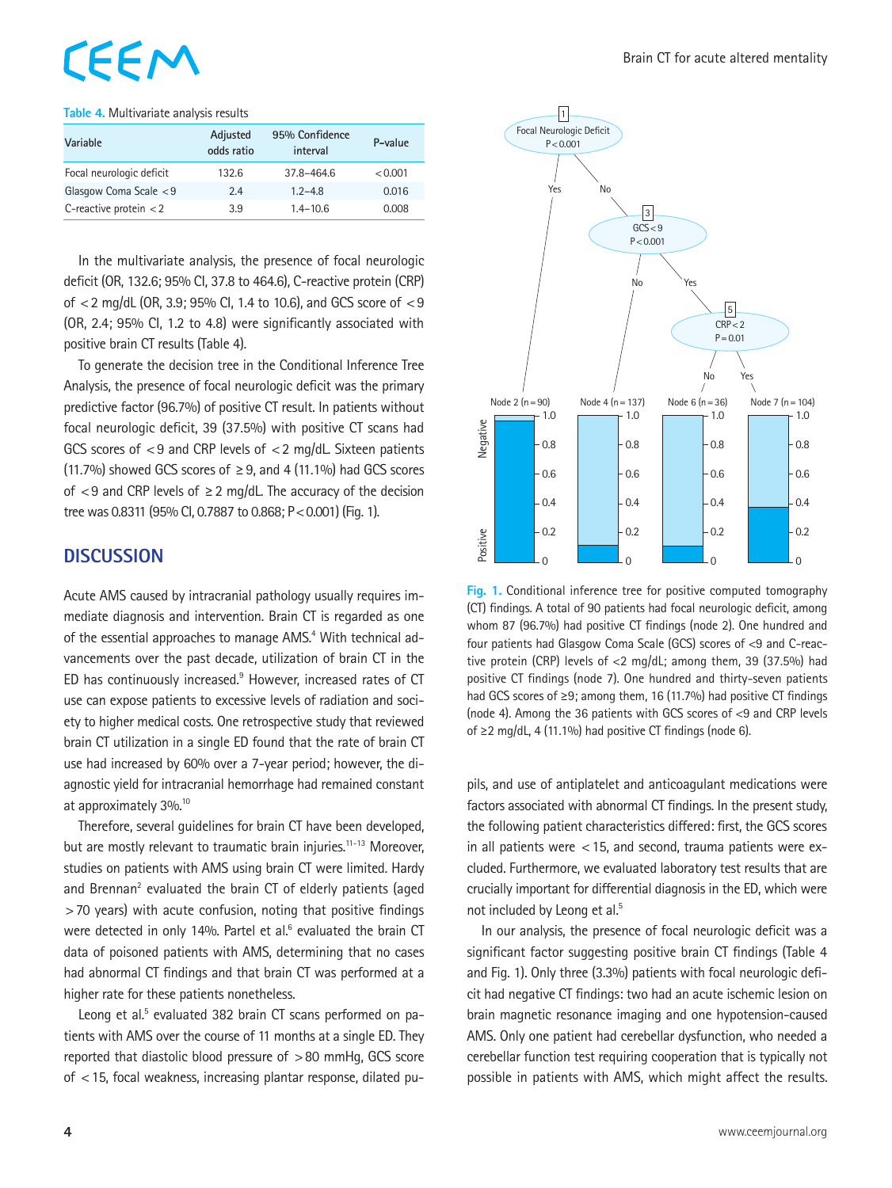**Table 4.** Multivariate analysis results

| Variable | Adjusted odds ratio | 95% Confidence interval | P-value |
|---|---|---|---|
| Focal neurologic deficit | 132.6 | 37.8–464.6 | < 0.001 |
| Glasgow Coma Scale < 9 | 2.4 | 1.2–4.8 | 0.016 |
| C-reactive protein < 2 | 3.9 | 1.4–10.6 | 0.008 |

In the multivariate analysis, the presence of focal neurologic deficit (OR, 132.6; 95% CI, 37.8 to 464.6), C-reactive protein (CRP) of < 2 mg/dL (OR, 3.9; 95% CI, 1.4 to 10.6), and GCS score of < 9 (OR, 2.4; 95% CI, 1.2 to 4.8) were significantly associated with positive brain CT results (Table 4).

To generate the decision tree in the Conditional Inference Tree Analysis, the presence of focal neurologic deficit was the primary predictive factor (96.7%) of positive CT result. In patients without focal neurologic deficit, 39 (37.5%) with positive CT scans had GCS scores of < 9 and CRP levels of < 2 mg/dL. Sixteen patients (11.7%) showed GCS scores of ≥ 9, and 4 (11.1%) had GCS scores of < 9 and CRP levels of ≥ 2 mg/dL. The accuracy of the decision tree was 0.8311 (95% CI, 0.7887 to 0.868; P < 0.001) (Fig. 1).

**Fig. 1.** Conditional inference tree for positive computed tomography (CT) findings. A total of 90 patients had focal neurologic deficit, among whom 87 (96.7%) had positive CT findings (node 2). One hundred and four patients had Glasgow Coma Scale (GCS) scores of <9 and C-reactive protein (CRP) levels of <2 mg/dL; among them, 39 (37.5%) had positive CT findings (node 7). One hundred and thirty-seven patients had GCS scores of ≥9; among them, 16 (11.7%) had positive CT findings (node 4). Among the 36 patients with GCS scores of <9 and CRP levels of ≥2 mg/dL, 4 (11.1%) had positive CT findings (node 6).

## DISCUSSION

Acute AMS caused by intracranial pathology usually requires immediate diagnosis and intervention. Brain CT is regarded as one of the essential approaches to manage AMS.[4] With technical advancements over the past decade, utilization of brain CT in the ED has continuously increased.[9] However, increased rates of CT use can expose patients to excessive levels of radiation and society to higher medical costs. One retrospective study that reviewed brain CT utilization in a single ED found that the rate of brain CT use had increased by 60% over a 7-year period; however, the diagnostic yield for intracranial hemorrhage had remained constant at approximately 3%.[10]

Therefore, several guidelines for brain CT have been developed, but are mostly relevant to traumatic brain injuries.[11-13] Moreover, studies on patients with AMS using brain CT were limited. Hardy and Brennan[2] evaluated the brain CT of elderly patients (aged > 70 years) with acute confusion, noting that positive findings were detected in only 14%. Partel et al.[6] evaluated the brain CT data of poisoned patients with AMS, determining that no cases had abnormal CT findings and that brain CT was performed at a higher rate for these patients nonetheless.

Leong et al.[5] evaluated 382 brain CT scans performed on patients with AMS over the course of 11 months at a single ED. They reported that diastolic blood pressure of > 80 mmHg, GCS score of < 15, focal weakness, increasing plantar response, dilated pupils, and use of antiplatelet and anticoagulant medications were factors associated with abnormal CT findings. In the present study, the following patient characteristics differed: first, the GCS scores in all patients were < 15, and second, trauma patients were excluded. Furthermore, we evaluated laboratory test results that are crucially important for differential diagnosis in the ED, which were not included by Leong et al.[5]

In our analysis, the presence of focal neurologic deficit was a significant factor suggesting positive brain CT findings (Table 4 and Fig. 1). Only three (3.3%) patients with focal neurologic deficit had negative CT findings: two had an acute ischemic lesion on brain magnetic resonance imaging and one hypotension-caused AMS. Only one patient had cerebellar dysfunction, who needed a cerebellar function test requiring cooperation that is typically not possible in patients with AMS, which might affect the results.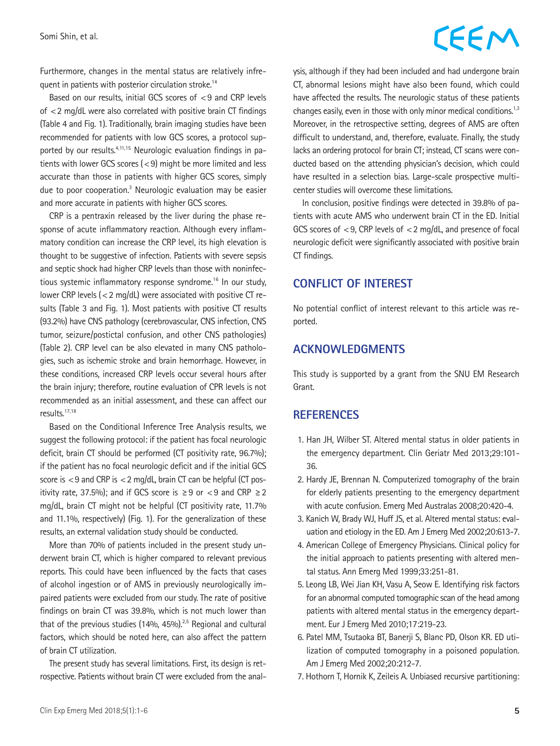Furthermore, changes in the mental status are relatively infrequent in patients with posterior circulation stroke.[14]

Based on our results, initial GCS scores of <9 and CRP levels of <2 mg/dL were also correlated with positive brain CT findings (Table 4 and Fig. 1). Traditionally, brain imaging studies have been recommended for patients with low GCS scores, a protocol supported by our results.[4,11,15] Neurologic evaluation findings in patients with lower GCS scores (<9) might be more limited and less accurate than those in patients with higher GCS scores, simply due to poor cooperation.[3] Neurologic evaluation may be easier and more accurate in patients with higher GCS scores.

CRP is a pentraxin released by the liver during the phase response of acute inflammatory reaction. Although every inflammatory condition can increase the CRP level, its high elevation is thought to be suggestive of infection. Patients with severe sepsis and septic shock had higher CRP levels than those with noninfectious systemic inflammatory response syndrome.[16] In our study, lower CRP levels (<2 mg/dL) were associated with positive CT results (Table 3 and Fig. 1). Most patients with positive CT results (93.2%) have CNS pathology (cerebrovascular, CNS infection, CNS tumor, seizure/postictal confusion, and other CNS pathologies) (Table 2). CRP level can be also elevated in many CNS pathologies, such as ischemic stroke and brain hemorrhage. However, in these conditions, increased CRP levels occur several hours after the brain injury; therefore, routine evaluation of CPR levels is not recommended as an initial assessment, and these can affect our results.[17,18]

Based on the Conditional Inference Tree Analysis results, we suggest the following protocol: if the patient has focal neurologic deficit, brain CT should be performed (CT positivity rate, 96.7%); if the patient has no focal neurologic deficit and if the initial GCS score is <9 and CRP is <2 mg/dL, brain CT can be helpful (CT positivity rate, 37.5%); and if GCS score is ≥9 or <9 and CRP ≥2 mg/dL, brain CT might not be helpful (CT positivity rate, 11.7% and 11.1%, respectively) (Fig. 1). For the generalization of these results, an external validation study should be conducted.

More than 70% of patients included in the present study underwent brain CT, which is higher compared to relevant previous reports. This could have been influenced by the facts that cases of alcohol ingestion or of AMS in previously neurologically impaired patients were excluded from our study. The rate of positive findings on brain CT was 39.8%, which is not much lower than that of the previous studies (14%, 45%).[2,5] Regional and cultural factors, which should be noted here, can also affect the pattern of brain CT utilization.

The present study has several limitations. First, its design is retrospective. Patients without brain CT were excluded from the analysis, although if they had been included and had undergone brain CT, abnormal lesions might have also been found, which could have affected the results. The neurologic status of these patients changes easily, even in those with only minor medical conditions.[1,3] Moreover, in the retrospective setting, degrees of AMS are often difficult to understand, and, therefore, evaluate. Finally, the study lacks an ordering protocol for brain CT; instead, CT scans were conducted based on the attending physician's decision, which could have resulted in a selection bias. Large-scale prospective multicenter studies will overcome these limitations.

In conclusion, positive findings were detected in 39.8% of patients with acute AMS who underwent brain CT in the ED. Initial GCS scores of <9, CRP levels of <2 mg/dL, and presence of focal neurologic deficit were significantly associated with positive brain CT findings.

## CONFLICT OF INTEREST

No potential conflict of interest relevant to this article was reported.

## ACKNOWLEDGMENTS

This study is supported by a grant from the SNU EM Research Grant.

## REFERENCES

1. Han JH, Wilber ST. Altered mental status in older patients in the emergency department. Clin Geriatr Med 2013;29:101-36.
2. Hardy JE, Brennan N. Computerized tomography of the brain for elderly patients presenting to the emergency department with acute confusion. Emerg Med Australas 2008;20:420-4.
3. Kanich W, Brady WJ, Huff JS, et al. Altered mental status: evaluation and etiology in the ED. Am J Emerg Med 2002;20:613-7.
4. American College of Emergency Physicians. Clinical policy for the initial approach to patients presenting with altered mental status. Ann Emerg Med 1999;33:251-81.
5. Leong LB, Wei Jian KH, Vasu A, Seow E. Identifying risk factors for an abnormal computed tomographic scan of the head among patients with altered mental status in the emergency department. Eur J Emerg Med 2010;17:219-23.
6. Patel MM, Tsutaoka BT, Banerji S, Blanc PD, Olson KR. ED utilization of computed tomography in a poisoned population. Am J Emerg Med 2002;20:212-7.
7. Hothorn T, Hornik K, Zeileis A. Unbiased recursive partitioning: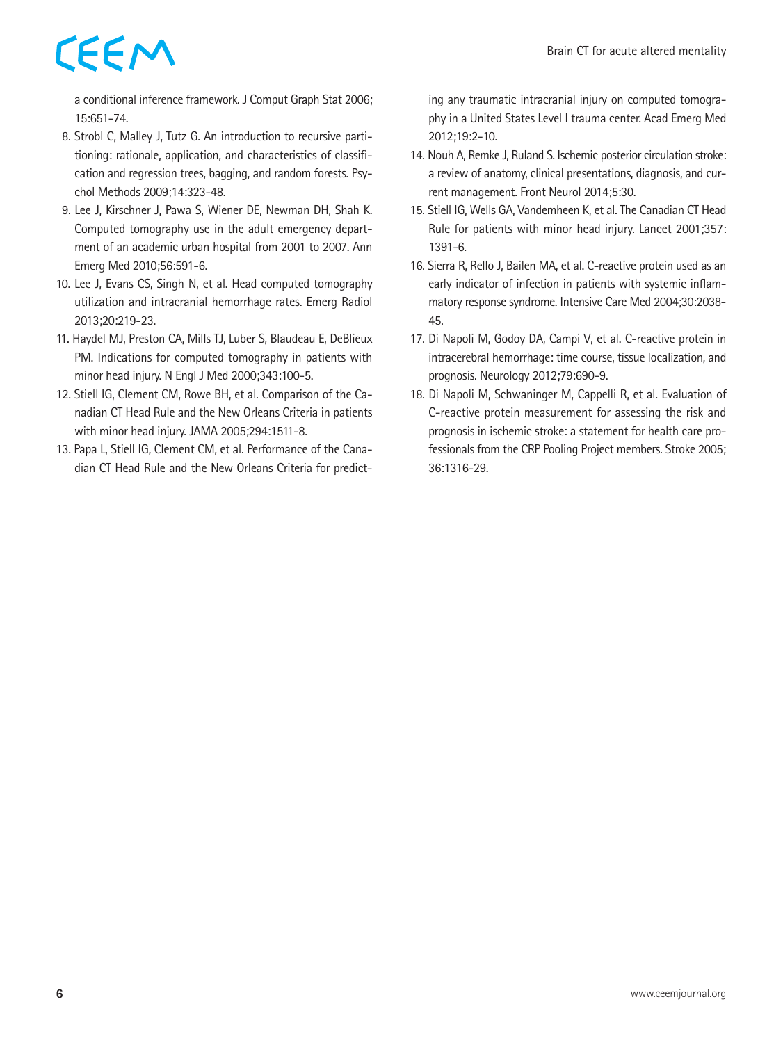a conditional inference framework. J Comput Graph Stat 2006; 15:651-74.

8. Strobl C, Malley J, Tutz G. An introduction to recursive partitioning: rationale, application, and characteristics of classification and regression trees, bagging, and random forests. Psychol Methods 2009;14:323-48.
9. Lee J, Kirschner J, Pawa S, Wiener DE, Newman DH, Shah K. Computed tomography use in the adult emergency department of an academic urban hospital from 2001 to 2007. Ann Emerg Med 2010;56:591-6.
10. Lee J, Evans CS, Singh N, et al. Head computed tomography utilization and intracranial hemorrhage rates. Emerg Radiol 2013;20:219-23.
11. Haydel MJ, Preston CA, Mills TJ, Luber S, Blaudeau E, DeBlieux PM. Indications for computed tomography in patients with minor head injury. N Engl J Med 2000;343:100-5.
12. Stiell IG, Clement CM, Rowe BH, et al. Comparison of the Canadian CT Head Rule and the New Orleans Criteria in patients with minor head injury. JAMA 2005;294:1511-8.
13. Papa L, Stiell IG, Clement CM, et al. Performance of the Canadian CT Head Rule and the New Orleans Criteria for predicting any traumatic intracranial injury on computed tomography in a United States Level I trauma center. Acad Emerg Med 2012;19:2-10.
14. Nouh A, Remke J, Ruland S. Ischemic posterior circulation stroke: a review of anatomy, clinical presentations, diagnosis, and current management. Front Neurol 2014;5:30.
15. Stiell IG, Wells GA, Vandemheen K, et al. The Canadian CT Head Rule for patients with minor head injury. Lancet 2001;357: 1391-6.
16. Sierra R, Rello J, Bailen MA, et al. C-reactive protein used as an early indicator of infection in patients with systemic inflammatory response syndrome. Intensive Care Med 2004;30:2038-45.
17. Di Napoli M, Godoy DA, Campi V, et al. C-reactive protein in intracerebral hemorrhage: time course, tissue localization, and prognosis. Neurology 2012;79:690-9.
18. Di Napoli M, Schwaninger M, Cappelli R, et al. Evaluation of C-reactive protein measurement for assessing the risk and prognosis in ischemic stroke: a statement for health care professionals from the CRP Pooling Project members. Stroke 2005; 36:1316-29.